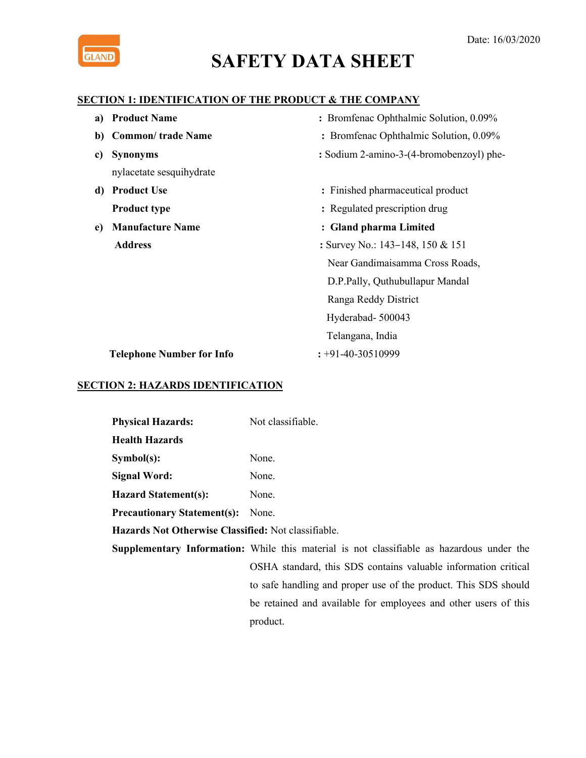Date: 16/03/2020

# SAFETY DATA SHEET

## SECTION 1: IDENTIFICATION OF THE PRODUCT & THE COMPANY

a) **Product Name** : Bromfenac Ophthalmic Solution, 0.09%

b) **Common/ trade Name** : Bromfenac Ophthalmic Solution, 0.09%

c) **Synonyms** : Sodium 2-amino-3-(4-bromobenzoyl) phenylacetate sesquihydrate

d) **Product Use** : Finished pharmaceutical product

**Product type** : Regulated prescription drug

e) **Manufacture Name** : **Gland pharma Limited**

**Address** : Survey No.: 143–148, 150 & 151
Near Gandimaisamma Cross Roads,
D.P.Pally, Quthubullapur Mandal
Ranga Reddy District
Hyderabad- 500043
Telangana, India

**Telephone Number for Info** : +91-40-30510999

## SECTION 2: HAZARDS IDENTIFICATION

**Physical Hazards:** Not classifiable.

**Health Hazards**

**Symbol(s):** None.

**Signal Word:** None.

**Hazard Statement(s):** None.

**Precautionary Statement(s):** None.

**Hazards Not Otherwise Classified:** Not classifiable.

**Supplementary Information:** While this material is not classifiable as hazardous under the OSHA standard, this SDS contains valuable information critical to safe handling and proper use of the product. This SDS should be retained and available for employees and other users of this product.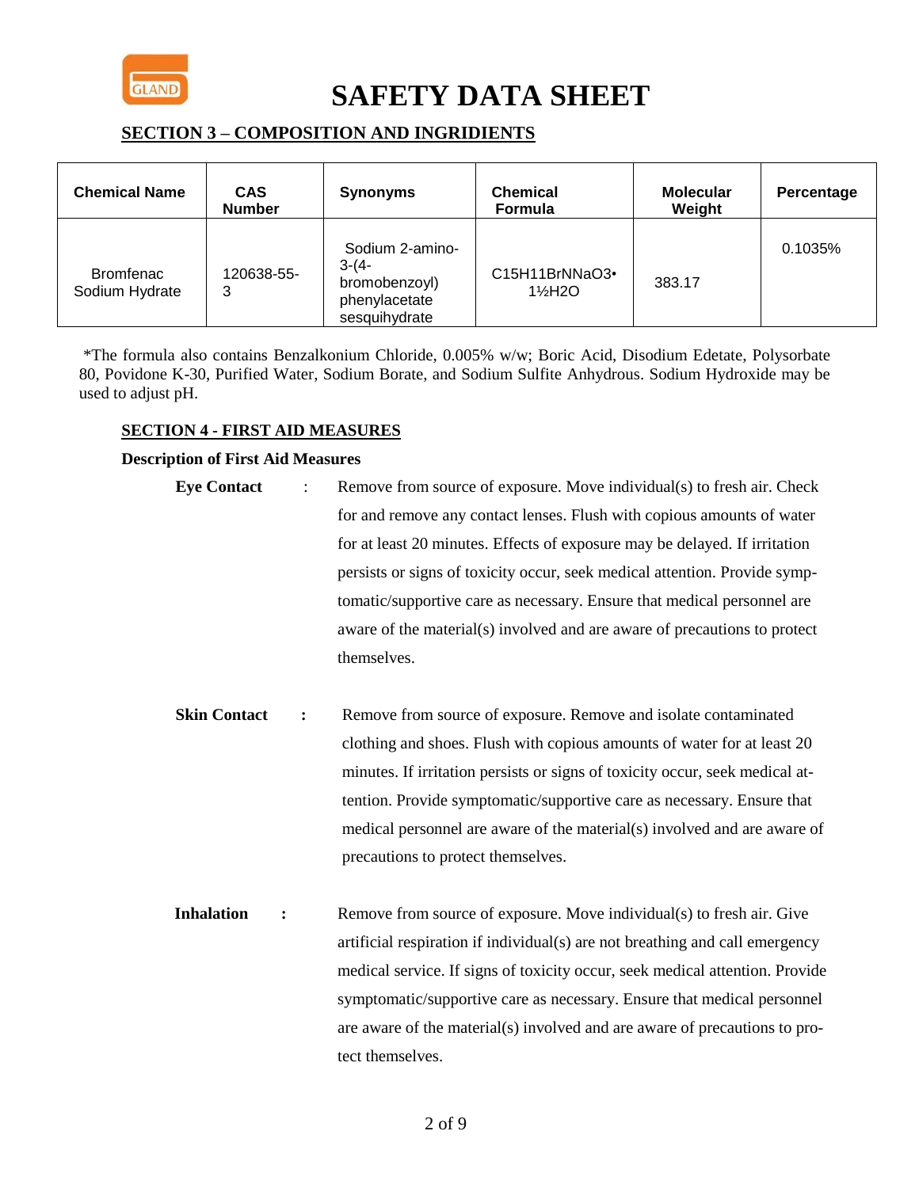# SAFETY DATA SHEET

## SECTION 3 – COMPOSITION AND INGRIDIENTS

| Chemical Name | CAS Number | Synonyms | Chemical Formula | Molecular Weight | Percentage |
|---|---|---|---|---|---|
| Bromfenac Sodium Hydrate | 120638-55-3 | Sodium 2-amino-3-(4-bromobenzoyl) phenylacetate sesquihydrate | $C_{15}H_{11}BrNNaO_3 \cdot 1\frac{1}{2}H_2O$ | 383.17 | 0.1035% |

*The formula also contains Benzalkonium Chloride, 0.005% w/w; Boric Acid, Disodium Edetate, Polysorbate 80, Povidone K-30, Purified Water, Sodium Borate, and Sodium Sulfite Anhydrous. Sodium Hydroxide may be used to adjust pH.

## SECTION 4 - FIRST AID MEASURES

**Description of First Aid Measures**

**Eye Contact** : Remove from source of exposure. Move individual(s) to fresh air. Check for and remove any contact lenses. Flush with copious amounts of water for at least 20 minutes. Effects of exposure may be delayed. If irritation persists or signs of toxicity occur, seek medical attention. Provide symptomatic/supportive care as necessary. Ensure that medical personnel are aware of the material(s) involved and are aware of precautions to protect themselves.

**Skin Contact** : Remove from source of exposure. Remove and isolate contaminated clothing and shoes. Flush with copious amounts of water for at least 20 minutes. If irritation persists or signs of toxicity occur, seek medical attention. Provide symptomatic/supportive care as necessary. Ensure that medical personnel are aware of the material(s) involved and are aware of precautions to protect themselves.

**Inhalation** : Remove from source of exposure. Move individual(s) to fresh air. Give artificial respiration if individual(s) are not breathing and call emergency medical service. If signs of toxicity occur, seek medical attention. Provide symptomatic/supportive care as necessary. Ensure that medical personnel are aware of the material(s) involved and are aware of precautions to protect themselves.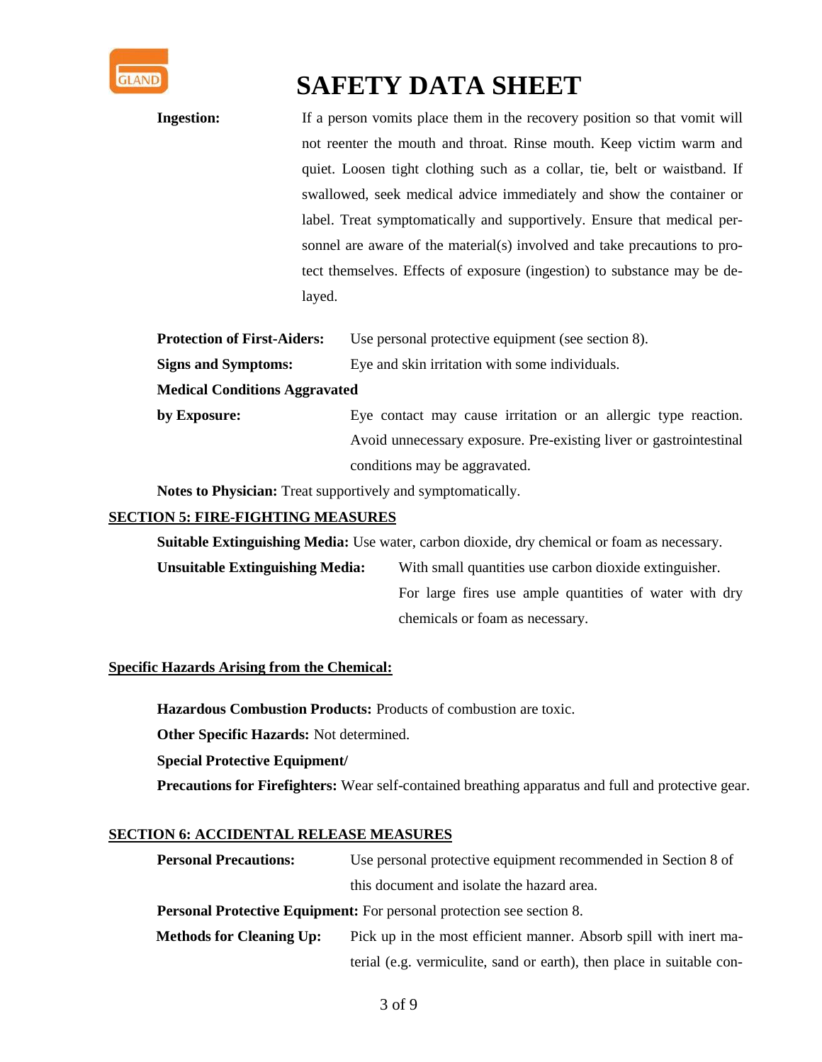**Ingestion:** If a person vomits place them in the recovery position so that vomit will not reenter the mouth and throat. Rinse mouth. Keep victim warm and quiet. Loosen tight clothing such as a collar, tie, belt or waistband. If swallowed, seek medical advice immediately and show the container or label. Treat symptomatically and supportively. Ensure that medical personnel are aware of the material(s) involved and take precautions to protect themselves. Effects of exposure (ingestion) to substance may be delayed.

**Protection of First-Aiders:** Use personal protective equipment (see section 8).

**Signs and Symptoms:** Eye and skin irritation with some individuals.

**Medical Conditions Aggravated by Exposure:** Eye contact may cause irritation or an allergic type reaction. Avoid unnecessary exposure. Pre-existing liver or gastrointestinal conditions may be aggravated.

**Notes to Physician:** Treat supportively and symptomatically.

## SECTION 5: FIRE-FIGHTING MEASURES

**Suitable Extinguishing Media:** Use water, carbon dioxide, dry chemical or foam as necessary.

**Unsuitable Extinguishing Media:** With small quantities use carbon dioxide extinguisher. For large fires use ample quantities of water with dry chemicals or foam as necessary.

### Specific Hazards Arising from the Chemical:

**Hazardous Combustion Products:** Products of combustion are toxic.

**Other Specific Hazards:** Not determined.

**Special Protective Equipment/ Precautions for Firefighters:** Wear self-contained breathing apparatus and full and protective gear.

## SECTION 6: ACCIDENTAL RELEASE MEASURES

**Personal Precautions:** Use personal protective equipment recommended in Section 8 of this document and isolate the hazard area.

**Personal Protective Equipment:** For personal protection see section 8.

**Methods for Cleaning Up:** Pick up in the most efficient manner. Absorb spill with inert material (e.g. vermiculite, sand or earth), then place in suitable con-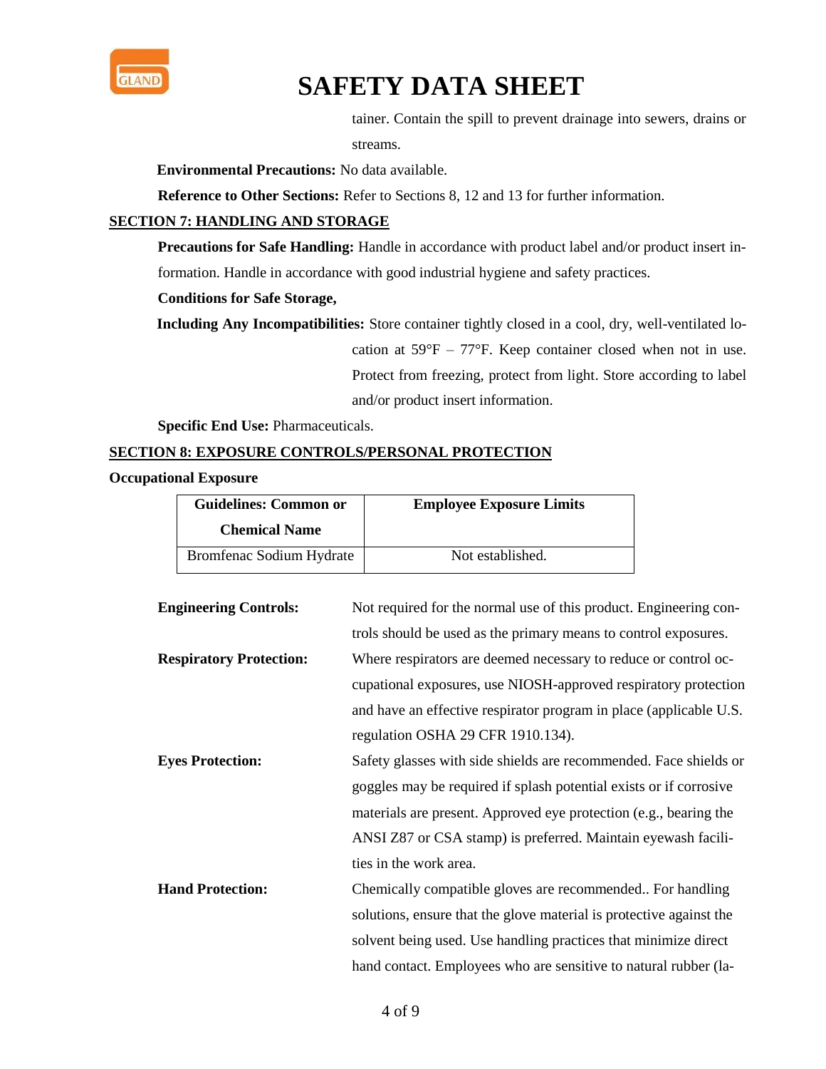tainer. Contain the spill to prevent drainage into sewers, drains or streams.

**Environmental Precautions:** No data available.

**Reference to Other Sections:** Refer to Sections 8, 12 and 13 for further information.

## SECTION 7: HANDLING AND STORAGE

**Precautions for Safe Handling:** Handle in accordance with product label and/or product insert information. Handle in accordance with good industrial hygiene and safety practices.

**Conditions for Safe Storage,**

**Including Any Incompatibilities:** Store container tightly closed in a cool, dry, well-ventilated location at 59°F – 77°F. Keep container closed when not in use. Protect from freezing, protect from light. Store according to label and/or product insert information.

**Specific End Use:** Pharmaceuticals.

## SECTION 8: EXPOSURE CONTROLS/PERSONAL PROTECTION

**Occupational Exposure**

| Guidelines: Common or Chemical Name | Employee Exposure Limits |
|---|---|
| Bromfenac Sodium Hydrate | Not established. |

**Engineering Controls:** Not required for the normal use of this product. Engineering controls should be used as the primary means to control exposures.

**Respiratory Protection:** Where respirators are deemed necessary to reduce or control occupational exposures, use NIOSH-approved respiratory protection and have an effective respirator program in place (applicable U.S. regulation OSHA 29 CFR 1910.134).

**Eyes Protection:** Safety glasses with side shields are recommended. Face shields or goggles may be required if splash potential exists or if corrosive materials are present. Approved eye protection (e.g., bearing the ANSI Z87 or CSA stamp) is preferred. Maintain eyewash facilities in the work area.

**Hand Protection:** Chemically compatible gloves are recommended.. For handling solutions, ensure that the glove material is protective against the solvent being used. Use handling practices that minimize direct hand contact. Employees who are sensitive to natural rubber (la-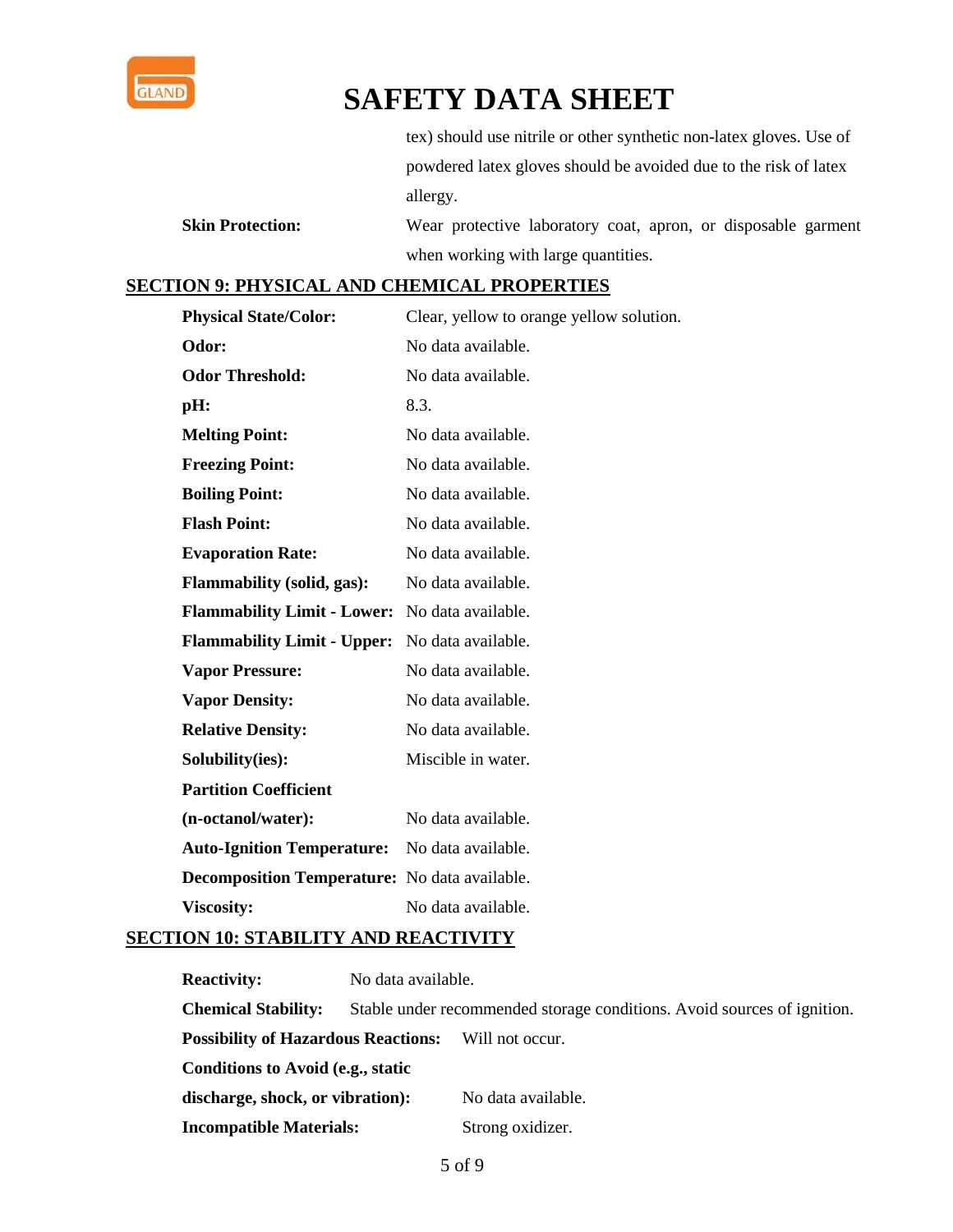tex) should use nitrile or other synthetic non-latex gloves. Use of powdered latex gloves should be avoided due to the risk of latex allergy.

**Skin Protection:** Wear protective laboratory coat, apron, or disposable garment when working with large quantities.

## SECTION 9: PHYSICAL AND CHEMICAL PROPERTIES

| | |
|---|---|
| **Physical State/Color:** | Clear, yellow to orange yellow solution. |
| **Odor:** | No data available. |
| **Odor Threshold:** | No data available. |
| **pH:** | 8.3. |
| **Melting Point:** | No data available. |
| **Freezing Point:** | No data available. |
| **Boiling Point:** | No data available. |
| **Flash Point:** | No data available. |
| **Evaporation Rate:** | No data available. |
| **Flammability (solid, gas):** | No data available. |
| **Flammability Limit - Lower:** | No data available. |
| **Flammability Limit - Upper:** | No data available. |
| **Vapor Pressure:** | No data available. |
| **Vapor Density:** | No data available. |
| **Relative Density:** | No data available. |
| **Solubility(ies):** | Miscible in water. |
| **Partition Coefficient (n-octanol/water):** | No data available. |
| **Auto-Ignition Temperature:** | No data available. |
| **Decomposition Temperature:** | No data available. |
| **Viscosity:** | No data available. |

## SECTION 10: STABILITY AND REACTIVITY

| | |
|---|---|
| **Reactivity:** | No data available. |
| **Chemical Stability:** | Stable under recommended storage conditions. Avoid sources of ignition. |
| **Possibility of Hazardous Reactions:** | Will not occur. |
| **Conditions to Avoid (e.g., static discharge, shock, or vibration):** | No data available. |
| **Incompatible Materials:** | Strong oxidizer. |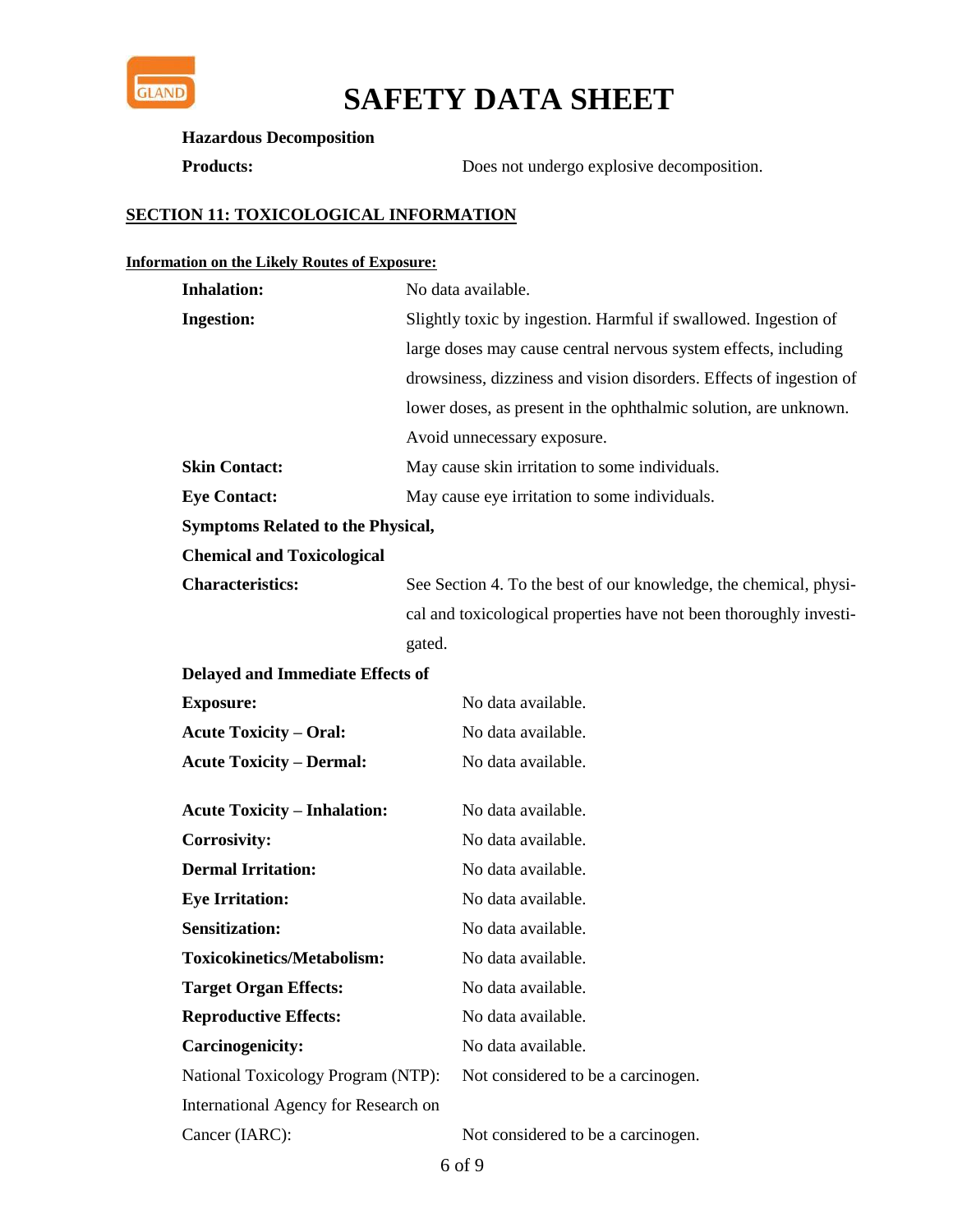**Hazardous Decomposition Products:** Does not undergo explosive decomposition.

## SECTION 11: TOXICOLOGICAL INFORMATION

**Information on the Likely Routes of Exposure:**

**Inhalation:** No data available.

**Ingestion:** Slightly toxic by ingestion. Harmful if swallowed. Ingestion of large doses may cause central nervous system effects, including drowsiness, dizziness and vision disorders. Effects of ingestion of lower doses, as present in the ophthalmic solution, are unknown. Avoid unnecessary exposure.

**Skin Contact:** May cause skin irritation to some individuals.

**Eye Contact:** May cause eye irritation to some individuals.

**Symptoms Related to the Physical, Chemical and Toxicological Characteristics:** See Section 4. To the best of our knowledge, the chemical, physical and toxicological properties have not been thoroughly investigated.

**Delayed and Immediate Effects of Exposure:** No data available.

**Acute Toxicity – Oral:** No data available.

**Acute Toxicity – Dermal:** No data available.

**Acute Toxicity – Inhalation:** No data available.

**Corrosivity:** No data available.

**Dermal Irritation:** No data available.

**Eye Irritation:** No data available.

**Sensitization:** No data available.

**Toxicokinetics/Metabolism:** No data available.

**Target Organ Effects:** No data available.

**Reproductive Effects:** No data available.

**Carcinogenicity:** No data available.

National Toxicology Program (NTP): Not considered to be a carcinogen.

International Agency for Research on Cancer (IARC): Not considered to be a carcinogen.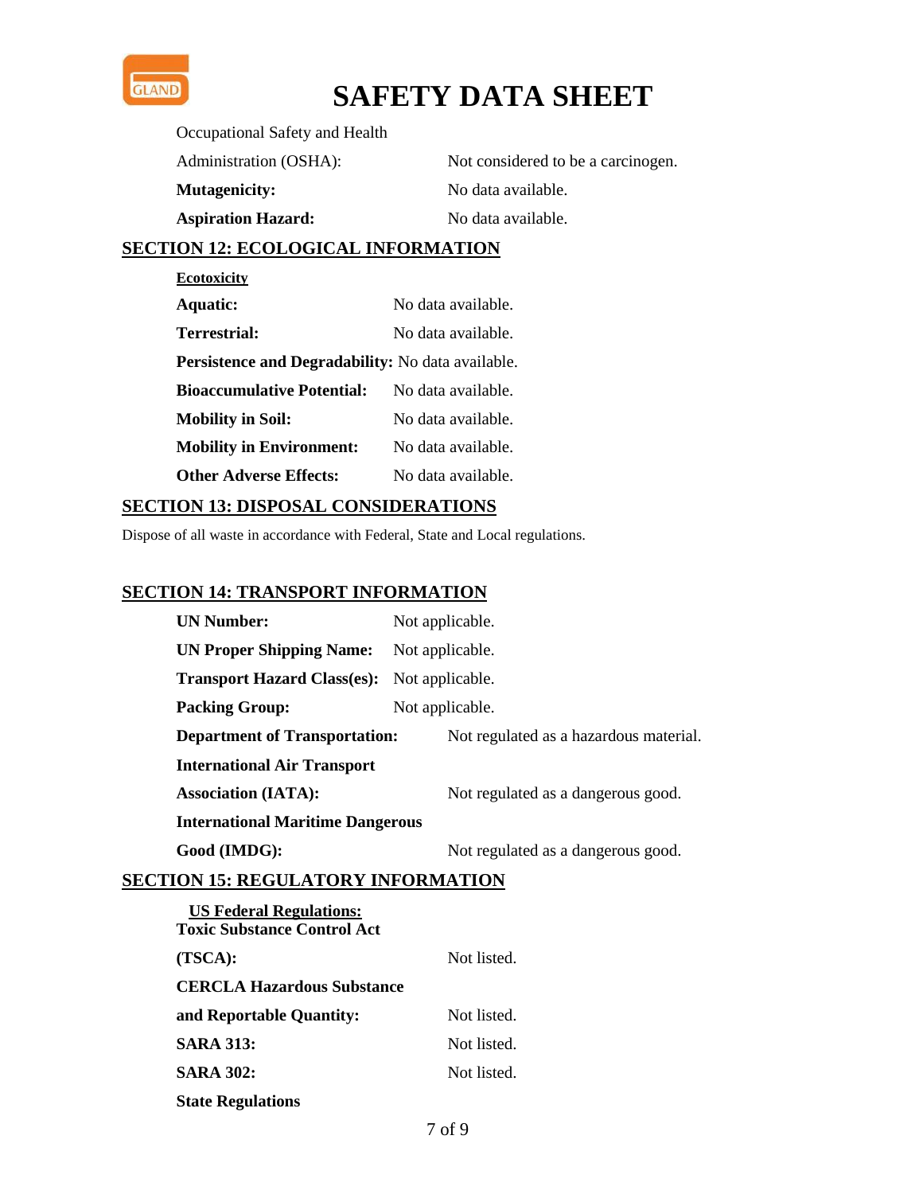Occupational Safety and Health Administration (OSHA): Not considered to be a carcinogen.

**Mutagenicity:** No data available.

**Aspiration Hazard:** No data available.

## SECTION 12: ECOLOGICAL INFORMATION

**Ecotoxicity**

**Aquatic:** No data available.

**Terrestrial:** No data available.

**Persistence and Degradability:** No data available.

**Bioaccumulative Potential:** No data available.

**Mobility in Soil:** No data available.

**Mobility in Environment:** No data available.

**Other Adverse Effects:** No data available.

## SECTION 13: DISPOSAL CONSIDERATIONS

Dispose of all waste in accordance with Federal, State and Local regulations.

## SECTION 14: TRANSPORT INFORMATION

**UN Number:** Not applicable.

**UN Proper Shipping Name:** Not applicable.

**Transport Hazard Class(es):** Not applicable.

**Packing Group:** Not applicable.

**Department of Transportation:** Not regulated as a hazardous material.

**International Air Transport Association (IATA):** Not regulated as a dangerous good.

**International Maritime Dangerous Good (IMDG):** Not regulated as a dangerous good.

## SECTION 15: REGULATORY INFORMATION

**US Federal Regulations:**

**Toxic Substance Control Act (TSCA):** Not listed.

**CERCLA Hazardous Substance and Reportable Quantity:** Not listed.

**SARA 313:** Not listed.

**SARA 302:** Not listed.

**State Regulations**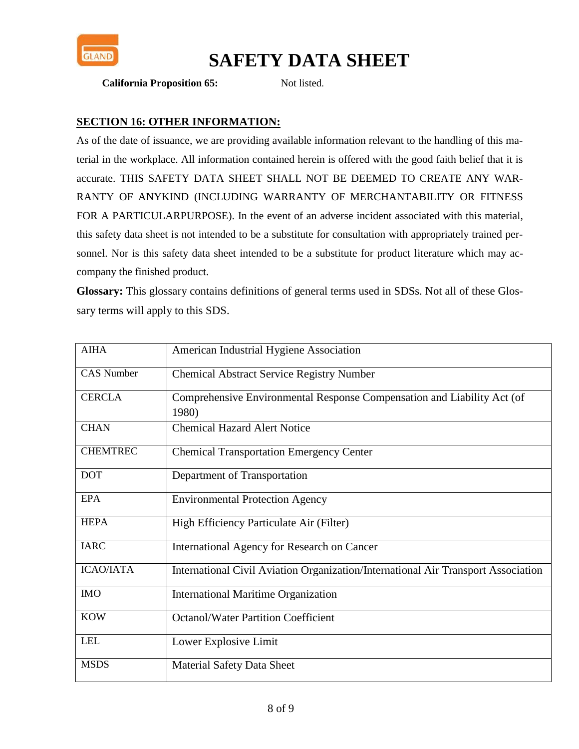# SAFETY DATA SHEET

**California Proposition 65:** Not listed.

## SECTION 16: OTHER INFORMATION:

As of the date of issuance, we are providing available information relevant to the handling of this material in the workplace. All information contained herein is offered with the good faith belief that it is accurate. THIS SAFETY DATA SHEET SHALL NOT BE DEEMED TO CREATE ANY WARRANTY OF ANYKIND (INCLUDING WARRANTY OF MERCHANTABILITY OR FITNESS FOR A PARTICULARPURPOSE). In the event of an adverse incident associated with this material, this safety data sheet is not intended to be a substitute for consultation with appropriately trained personnel. Nor is this safety data sheet intended to be a substitute for product literature which may accompany the finished product.

**Glossary:** This glossary contains definitions of general terms used in SDSs. Not all of these Glossary terms will apply to this SDS.

| | |
|---|---|
| AIHA | American Industrial Hygiene Association |
| CAS Number | Chemical Abstract Service Registry Number |
| CERCLA | Comprehensive Environmental Response Compensation and Liability Act (of 1980) |
| CHAN | Chemical Hazard Alert Notice |
| CHEMTREC | Chemical Transportation Emergency Center |
| DOT | Department of Transportation |
| EPA | Environmental Protection Agency |
| HEPA | High Efficiency Particulate Air (Filter) |
| IARC | International Agency for Research on Cancer |
| ICAO/IATA | International Civil Aviation Organization/International Air Transport Association |
| IMO | International Maritime Organization |
| KOW | Octanol/Water Partition Coefficient |
| LEL | Lower Explosive Limit |
| MSDS | Material Safety Data Sheet |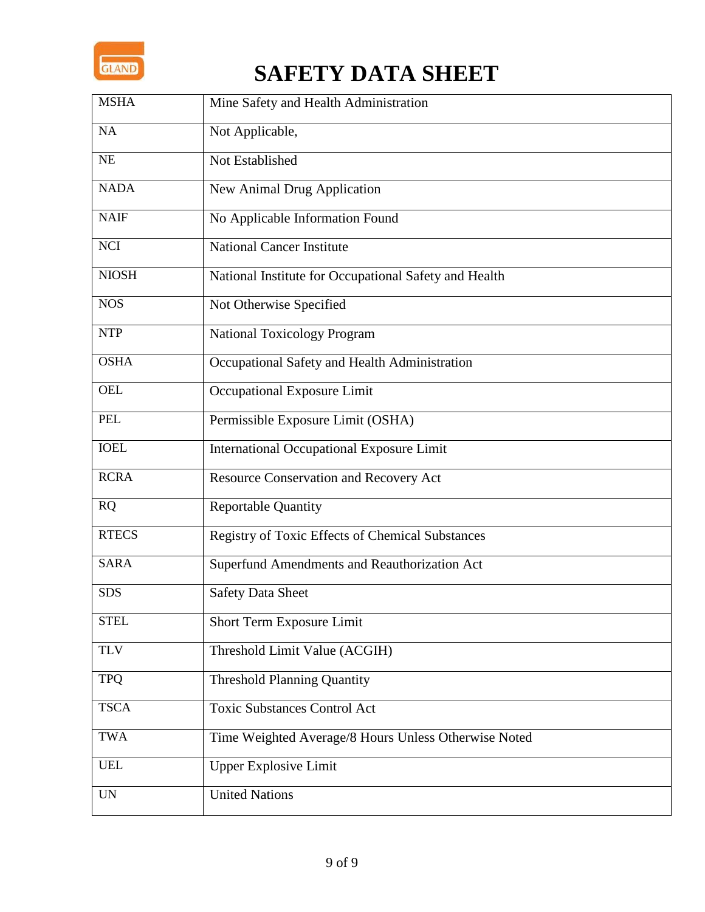# SAFETY DATA SHEET

| | |
|---|---|
| MSHA | Mine Safety and Health Administration |
| NA | Not Applicable, |
| NE | Not Established |
| NADA | New Animal Drug Application |
| NAIF | No Applicable Information Found |
| NCI | National Cancer Institute |
| NIOSH | National Institute for Occupational Safety and Health |
| NOS | Not Otherwise Specified |
| NTP | National Toxicology Program |
| OSHA | Occupational Safety and Health Administration |
| OEL | Occupational Exposure Limit |
| PEL | Permissible Exposure Limit (OSHA) |
| IOEL | International Occupational Exposure Limit |
| RCRA | Resource Conservation and Recovery Act |
| RQ | Reportable Quantity |
| RTECS | Registry of Toxic Effects of Chemical Substances |
| SARA | Superfund Amendments and Reauthorization Act |
| SDS | Safety Data Sheet |
| STEL | Short Term Exposure Limit |
| TLV | Threshold Limit Value (ACGIH) |
| TPQ | Threshold Planning Quantity |
| TSCA | Toxic Substances Control Act |
| TWA | Time Weighted Average/8 Hours Unless Otherwise Noted |
| UEL | Upper Explosive Limit |
| UN | United Nations |